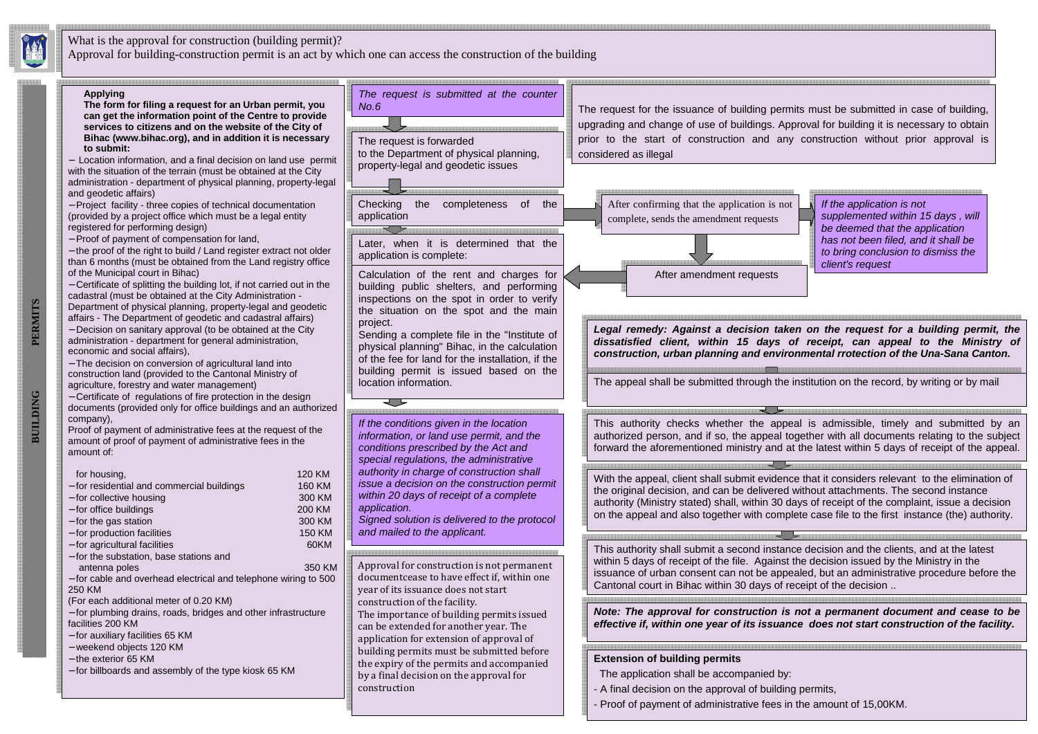What is the approval for construction (building permit)?
Approval for building-construction permit is an act by which one can access the construction of the building

**BUILDING PERMITS**

**Applying**

**The form for filing a request for an Urban permit, you can get the information point of the Centre to provide services to citizens and on the website of the City of Bihac (www.bihac.org), and in addition it is necessary to submit:**

- Location information, and a final decision on land use permit with the situation of the terrain (must be obtained at the City administration - department of physical planning, property-legal and geodetic affairs)
- Project facility - three copies of technical documentation (provided by a project office which must be a legal entity registered for performing design)
- Proof of payment of compensation for land,
- the proof of the right to build / Land register extract not older than 6 months (must be obtained from the Land registry office of the Municipal court in Bihac)
- Certificate of splitting the building lot, if not carried out in the cadastral (must be obtained at the City Administration - Department of physical planning, property-legal and geodetic affairs - The Department of geodetic and cadastral affairs)
- Decision on sanitary approval (to be obtained at the City administration - department for general administration, economic and social affairs),
- The decision on conversion of agricultural land into construction land (provided to the Cantonal Ministry of agriculture, forestry and water management)
- Certificate of regulations of fire protection in the design documents (provided only for office buildings and an authorized company),

Proof of payment of administrative fees at the request of the amount of proof of payment of administrative fees in the amount of:

| | |
|---|---|
| for housing, | 120 KM |
| - for residential and commercial buildings | 160 KM |
| - for collective housing | 300 KM |
| - for office buildings | 200 KM |
| - for the gas station | 300 KM |
| - for production facilities | 150 KM |
| - for agricultural facilities | 60KM |
| - for the substation, base stations and antenna poles | 350 KM |

- for cable and overhead electrical and telephone wiring to 500 250 KM

(For each additional meter of 0.20 KM)

- for plumbing drains, roads, bridges and other infrastructure facilities 200 KM
- for auxiliary facilities 65 KM
- weekend objects 120 KM
- the exterior 65 KM
- for billboards and assembly of the type kiosk 65 KM

*The request is submitted at the counter No.6*

The request is forwarded to the Department of physical planning, property-legal and geodetic issues

Checking the completeness of the application

After confirming that the application is not complete, sends the amendment requests

*If the application is not supplemented within 15 days , will be deemed that the application has not been filed, and it shall be to bring conclusion to dismiss the client's request*

After amendment requests

Later, when it is determined that the application is complete:

Calculation of the rent and charges for building public shelters, and performing inspections on the spot in order to verify the situation on the spot and the main project.
Sending a complete file in the "Institute of physical planning" Bihac, in the calculation of the fee for land for the installation, if the building permit is issued based on the location information.

*If the conditions given in the location information, or land use permit, and the conditions prescribed by the Act and special regulations, the administrative authority in charge of construction shall issue a decision on the construction permit within 20 days of receipt of a complete application.*
*Signed solution is delivered to the protocol and mailed to the applicant.*

Approval for construction is not permanent documentcease to have effect if, within one year of its issuance does not start construction of the facility.
The importance of building permits issued can be extended for another year. The application for extension of approval of building permits must be submitted before the expiry of the permits and accompanied by a final decision on the approval for construction

The request for the issuance of building permits must be submitted in case of building, upgrading and change of use of buildings. Approval for building it is necessary to obtain prior to the start of construction and any construction without prior approval is considered as illegal

***Legal remedy: Against a decision taken on the request for a building permit, the dissatisfied client, within 15 days of receipt, can appeal to the Ministry of construction, urban planning and environmental rrotection of the Una-Sana Canton.***

The appeal shall be submitted through the institution on the record, by writing or by mail

This authority checks whether the appeal is admissible, timely and submitted by an authorized person, and if so, the appeal together with all documents relating to the subject forward the aforementioned ministry and at the latest within 5 days of receipt of the appeal.

With the appeal, client shall submit evidence that it considers relevant to the elimination of the original decision, and can be delivered without attachments. The second instance authority (Ministry stated) shall, within 30 days of receipt of the complaint, issue a decision on the appeal and also together with complete case file to the first instance (the) authority.

This authority shall submit a second instance decision and the clients, and at the latest within 5 days of receipt of the file. Against the decision issued by the Ministry in the issuance of urban consent can not be appealed, but an administrative procedure before the Cantonal court in Bihac within 30 days of receipt of the decision ..

***Note: The approval for construction is not a permanent document and cease to be effective if, within one year of its issuance does not start construction of the facility.***

**Extension of building permits**

The application shall be accompanied by:

- A final decision on the approval of building permits,
- Proof of payment of administrative fees in the amount of 15,00KM.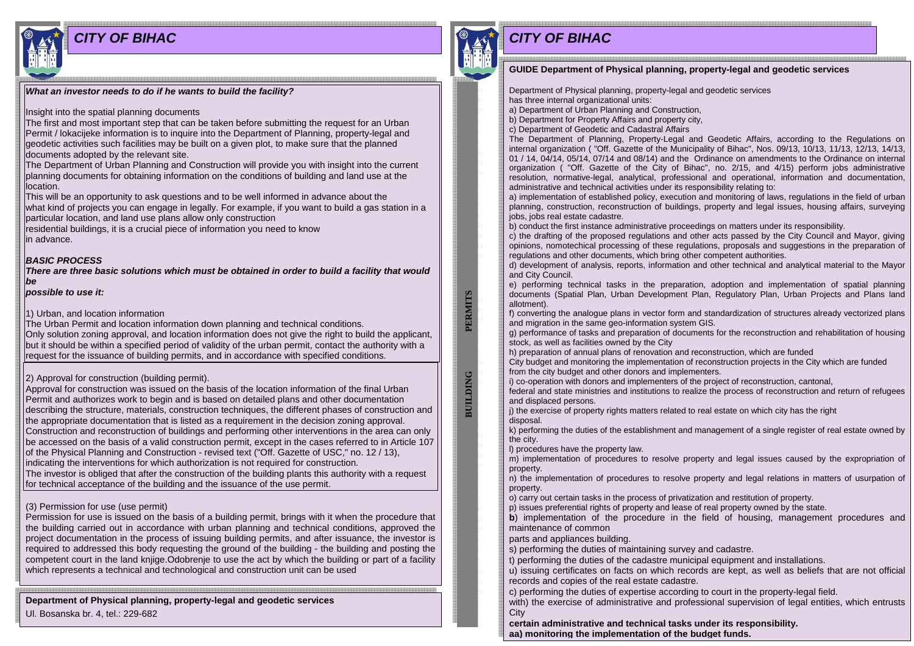# CITY OF BIHAC

***What an investor needs to do if he wants to build the facility?***

Insight into the spatial planning documents

The first and most important step that can be taken before submitting the request for an Urban Permit / lokacijeke information is to inquire into the Department of Planning, property-legal and geodetic activities such facilities may be built on a given plot, to make sure that the planned documents adopted by the relevant site.

The Department of Urban Planning and Construction will provide you with insight into the current planning documents for obtaining information on the conditions of building and land use at the location.

This will be an opportunity to ask questions and to be well informed in advance about the what kind of projects you can engage in legally. For example, if you want to build a gas station in a particular location, and land use plans allow only construction residential buildings, it is a crucial piece of information you need to know in advance.

***BASIC PROCESS***

***There are three basic solutions which must be obtained in order to build a facility that would be possible to use it:***

1) Urban, and location information

The Urban Permit and location information down planning and technical conditions.

Only solution zoning approval, and location information does not give the right to build the applicant, but it should be within a specified period of validity of the urban permit, contact the authority with a request for the issuance of building permits, and in accordance with specified conditions.

2) Approval for construction (building permit).

Approval for construction was issued on the basis of the location information of the final Urban Permit and authorizes work to begin and is based on detailed plans and other documentation describing the structure, materials, construction techniques, the different phases of construction and the appropriate documentation that is listed as a requirement in the decision zoning approval.

Construction and reconstruction of buildings and performing other interventions in the area can only be accessed on the basis of a valid construction permit, except in the cases referred to in Article 107 of the Physical Planning and Construction - revised text ("Off. Gazette of USC," no. 12 / 13), indicating the interventions for which authorization is not required for construction.

The investor is obliged that after the construction of the building plants this authority with a request for technical acceptance of the building and the issuance of the use permit.

(3) Permission for use (use permit)

Permission for use is issued on the basis of a building permit, brings with it when the procedure that the building carried out in accordance with urban planning and technical conditions, approved the project documentation in the process of issuing building permits, and after issuance, the investor is required to addressed this body requesting the ground of the building - the building and posting the competent court in the land knjige.Odobrenje to use the act by which the building or part of a facility which represents a technical and technological and construction unit can be used

**Department of Physical planning, property-legal and geodetic services**

Ul. Bosanska br. 4, tel.: 229-682

BUILDING PERMITS

# CITY OF BIHAC

**GUIDE Department of Physical planning, property-legal and geodetic services**

Department of Physical planning, property-legal and geodetic services has three internal organizational units:

a) Department of Urban Planning and Construction,
b) Department for Property Affairs and property city,
c) Department of Geodetic and Cadastral Affairs

The Department of Planning, Property-Legal and Geodetic Affairs, according to the Regulations on internal organization ( "Off. Gazette of the Municipality of Bihac", Nos. 09/13, 10/13, 11/13, 12/13, 14/13, 01 / 14, 04/14, 05/14, 07/14 and 08/14) and the Ordinance on amendments to the Ordinance on internal organization ( "Off. Gazette of the City of Bihac", no. 2/15, and 4/15) perform jobs administrative resolution, normative-legal, analytical, professional and operational, information and documentation, administrative and technical activities under its responsibility relating to:

a) implementation of established policy, execution and monitoring of laws, regulations in the field of urban planning, construction, reconstruction of buildings, property and legal issues, housing affairs, surveying jobs, jobs real estate cadastre.
b) conduct the first instance administrative proceedings on matters under its responsibility.
c) the drafting of the proposed regulations and other acts passed by the City Council and Mayor, giving opinions, nomotechical processing of these regulations, proposals and suggestions in the preparation of regulations and other documents, which bring other competent authorities.
d) development of analysis, reports, information and other technical and analytical material to the Mayor and City Council.
e) performing technical tasks in the preparation, adoption and implementation of spatial planning documents (Spatial Plan, Urban Development Plan, Regulatory Plan, Urban Projects and Plans land allotment).
f) converting the analogue plans in vector form and standardization of structures already vectorized plans and migration in the same geo-information system GIS.
g) performance of tasks and preparation of documents for the reconstruction and rehabilitation of housing stock, as well as facilities owned by the City
h) preparation of annual plans of renovation and reconstruction, which are funded City budget and monitoring the implementation of reconstruction projects in the City which are funded from the city budget and other donors and implementers.
i) co-operation with donors and implementers of the project of reconstruction, cantonal, federal and state ministries and institutions to realize the process of reconstruction and return of refugees and displaced persons.
j) the exercise of property rights matters related to real estate on which city has the right disposal.
k) performing the duties of the establishment and management of a single register of real estate owned by the city.
l) procedures have the property law.
m) implementation of procedures to resolve property and legal issues caused by the expropriation of property.
n) the implementation of procedures to resolve property and legal relations in matters of usurpation of property.
o) carry out certain tasks in the process of privatization and restitution of property.
p) issues preferential rights of property and lease of real property owned by the state.
**b**) implementation of the procedure in the field of housing, management procedures and maintenance of common parts and appliances building.
s) performing the duties of maintaining survey and cadastre.
t) performing the duties of the cadastre municipal equipment and installations.
u) issuing certificates on facts on which records are kept, as well as beliefs that are not official records and copies of the real estate cadastre.
c) performing the duties of expertise according to court in the property-legal field.
with) the exercise of administrative and professional supervision of legal entities, which entrusts City **certain administrative and technical tasks under its responsibility.**
**aa) monitoring the implementation of the budget funds.**